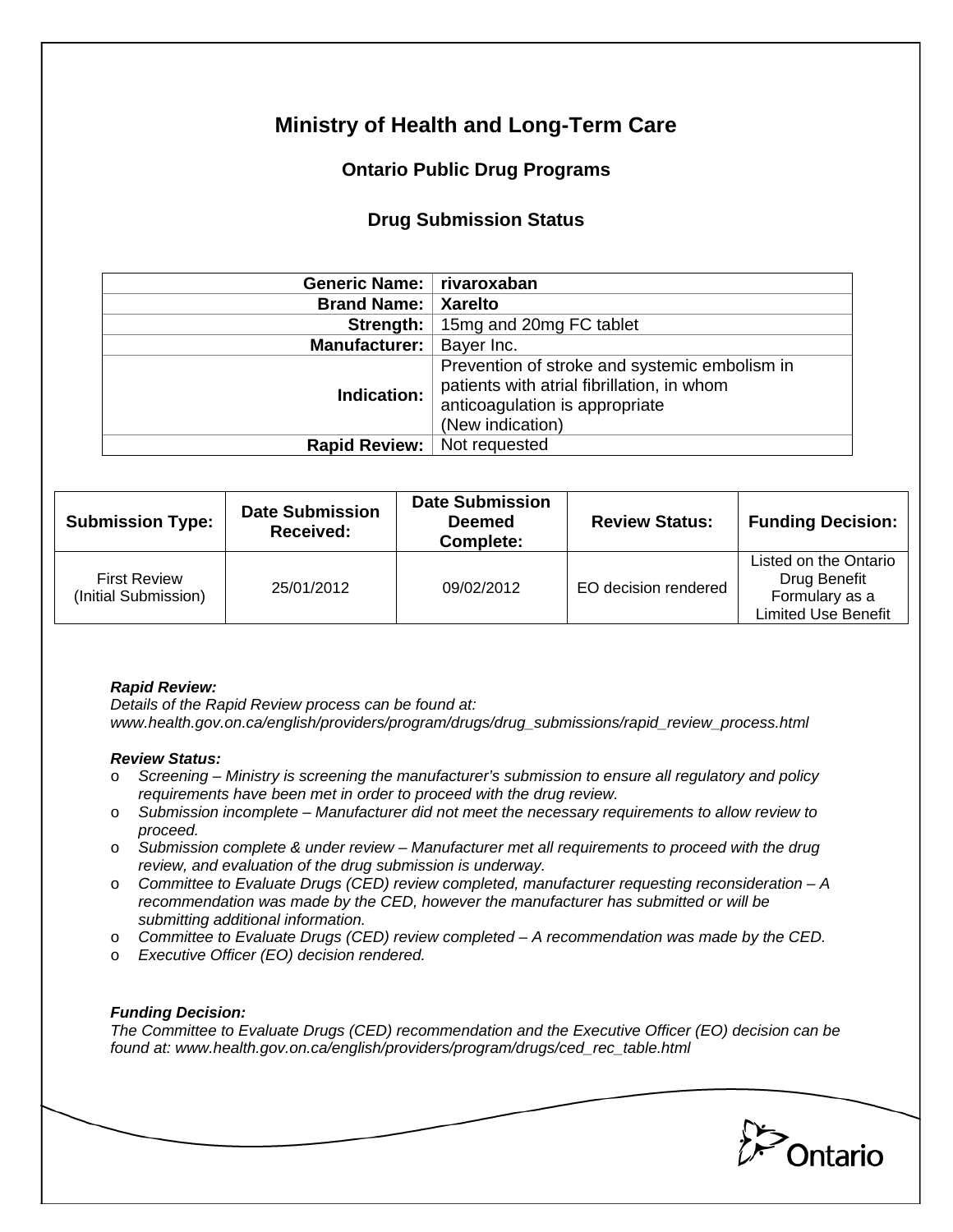# Ministry of Health and Long-Term Care

## Ontario Public Drug Programs

### Drug Submission Status

| | |
|---|---|
| **Generic Name:** | **rivaroxaban** |
| **Brand Name:** | **Xarelto** |
| **Strength:** | 15mg and 20mg FC tablet |
| **Manufacturer:** | Bayer Inc. |
| **Indication:** | Prevention of stroke and systemic embolism in patients with atrial fibrillation, in whom anticoagulation is appropriate (New indication) |
| **Rapid Review:** | Not requested |

| Submission Type: | Date Submission Received: | Date Submission Deemed Complete: | Review Status: | Funding Decision: |
|---|---|---|---|---|
| First Review (Initial Submission) | 25/01/2012 | 09/02/2012 | EO decision rendered | Listed on the Ontario Drug Benefit Formulary as a Limited Use Benefit |

***Rapid Review:***
*Details of the Rapid Review process can be found at: www.health.gov.on.ca/english/providers/program/drugs/drug_submissions/rapid_review_process.html*

***Review Status:***

- *Screening – Ministry is screening the manufacturer's submission to ensure all regulatory and policy requirements have been met in order to proceed with the drug review.*
- *Submission incomplete – Manufacturer did not meet the necessary requirements to allow review to proceed.*
- *Submission complete & under review – Manufacturer met all requirements to proceed with the drug review, and evaluation of the drug submission is underway.*
- *Committee to Evaluate Drugs (CED) review completed, manufacturer requesting reconsideration – A recommendation was made by the CED, however the manufacturer has submitted or will be submitting additional information.*
- *Committee to Evaluate Drugs (CED) review completed – A recommendation was made by the CED.*
- *Executive Officer (EO) decision rendered.*

***Funding Decision:***
*The Committee to Evaluate Drugs (CED) recommendation and the Executive Officer (EO) decision can be found at: www.health.gov.on.ca/english/providers/program/drugs/ced_rec_table.html*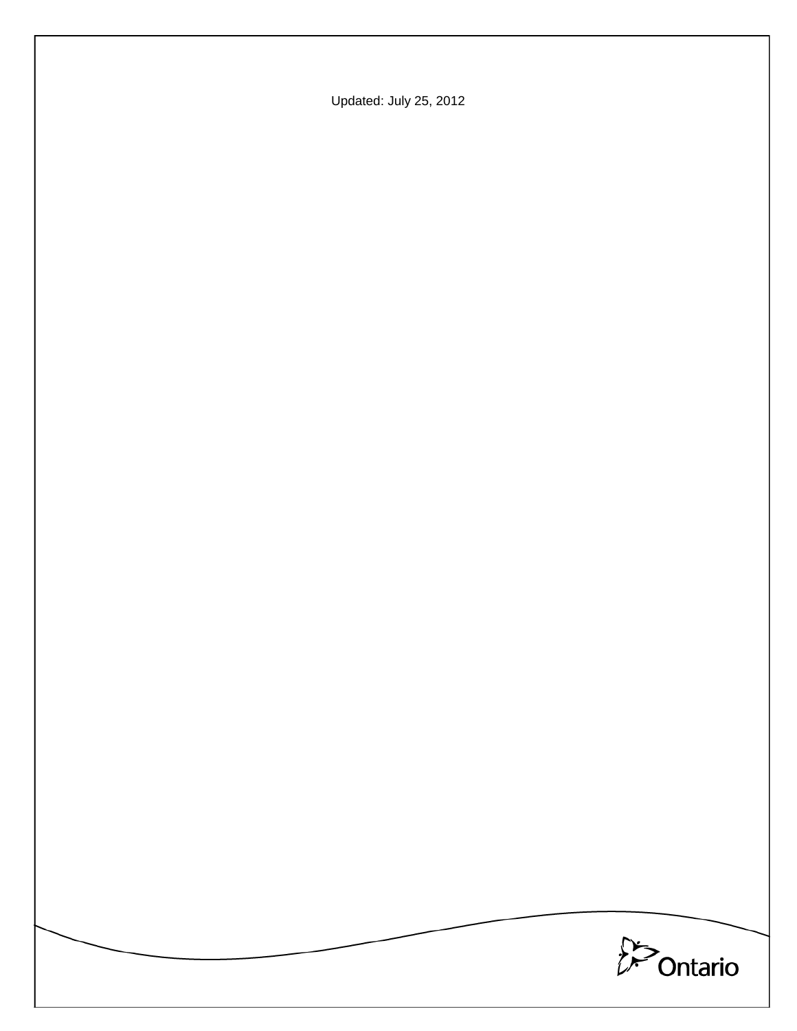Updated: July 25, 2012

Ontario